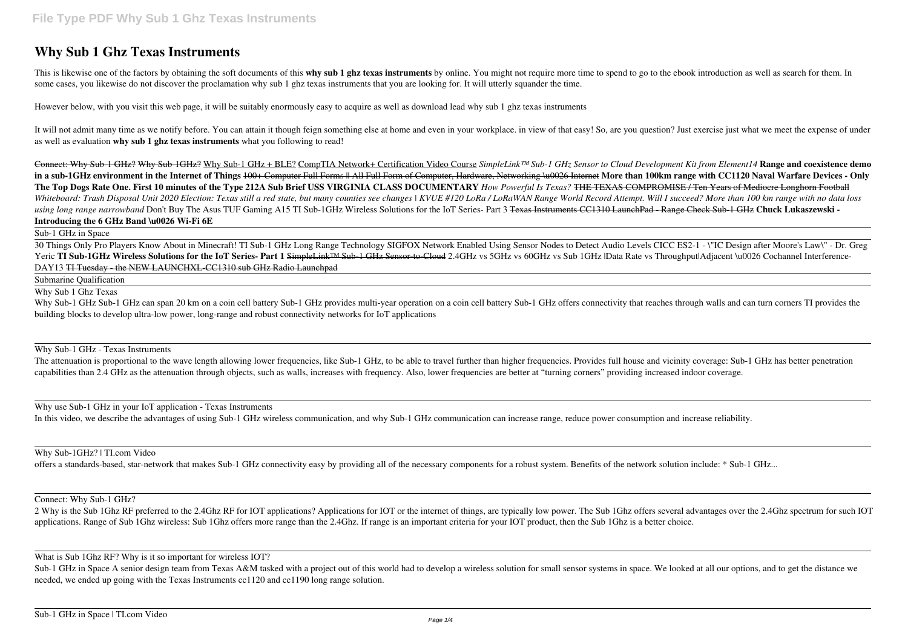# Why Sub 1 Ghz Texas Instruments

This is likewise one of the factors by obtaining the soft documents of this **why sub 1 ghz texas instruments** by online. You might not require more time to spend to go to the ebook introduction as well as search for them. In some cases, you likewise do not discover the proclamation why sub 1 ghz texas instruments that you are looking for. It will utterly squander the time.

However below, with you visit this web page, it will be suitably enormously easy to acquire as well as download lead why sub 1 ghz texas instruments

It will not admit many time as we notify before. You can attain it though feign something else at home and even in your workplace. in view of that easy! So, are you question? Just exercise just what we meet the expense of under as well as evaluation **why sub 1 ghz texas instruments** what you following to read!

~~Connect: Why Sub-1 GHz?~~ ~~Why Sub-1GHz?~~ Why Sub-1 GHz + BLE? CompTIA Network+ Certification Video Course *SimpleLink™ Sub-1 GHz Sensor to Cloud Development Kit from Element14* **Range and coexistence demo in a sub-1GHz environment in the Internet of Things** ~~100+ Computer Full Forms || All Full Form of Computer, Hardware, Networking \u0026 Internet~~ **More than 100km range with CC1120 Naval Warfare Devices - Only The Top Dogs Rate One. First 10 minutes of the Type 212A Sub Brief USS VIRGINIA CLASS DOCUMENTARY** *How Powerful Is Texas?* ~~THE TEXAS COMPROMISE / Ten Years of Mediocre Longhorn Football~~ *Whiteboard: Trash Disposal Unit 2020 Election: Texas still a red state, but many counties see changes | KVUE #120 LoRa / LoRaWAN Range World Record Attempt. Will I succeed? More than 100 km range with no data loss using long range narrowband* Don't Buy The Asus TUF Gaming A15 TI Sub-1GHz Wireless Solutions for the IoT Series- Part 3 ~~Texas Instruments CC1310 LaunchPad - Range Check Sub-1 GHz~~ **Chuck Lukaszewski - Introducing the 6 GHz Band \u0026 Wi-Fi 6E**

Sub-1 GHz in Space

30 Things Only Pro Players Know About in Minecraft! TI Sub-1 GHz Long Range Technology SIGFOX Network Enabled Using Sensor Nodes to Detect Audio Levels CICC ES2-1 - \"IC Design after Moore's Law\" - Dr. Greg Yeric **TI Sub-1GHz Wireless Solutions for the IoT Series- Part 1** ~~SimpleLink™ Sub-1 GHz Sensor-to-Cloud~~ 2.4GHz vs 5GHz vs 60GHz vs Sub 1GHz |Data Rate vs Throughput|Adjacent \u0026 Cochannel Interference-DAY13 ~~TI Tuesday - the NEW LAUNCHXL-CC1310 sub GHz Radio Launchpad~~

Submarine Qualification

Why Sub 1 Ghz Texas

Why Sub-1 GHz Sub-1 GHz can span 20 km on a coin cell battery Sub-1 GHz provides multi-year operation on a coin cell battery Sub-1 GHz offers connectivity that reaches through walls and can turn corners TI provides the building blocks to develop ultra-low power, long-range and robust connectivity networks for IoT applications

Why Sub-1 GHz - Texas Instruments

The attenuation is proportional to the wave length allowing lower frequencies, like Sub-1 GHz, to be able to travel further than higher frequencies. Provides full house and vicinity coverage: Sub-1 GHz has better penetration capabilities than 2.4 GHz as the attenuation through objects, such as walls, increases with frequency. Also, lower frequencies are better at "turning corners" providing increased indoor coverage.

Why use Sub-1 GHz in your IoT application - Texas Instruments

In this video, we describe the advantages of using Sub-1 GHz wireless communication, and why Sub-1 GHz communication can increase range, reduce power consumption and increase reliability.

Why Sub-1GHz? | TI.com Video

offers a standards-based, star-network that makes Sub-1 GHz connectivity easy by providing all of the necessary components for a robust system. Benefits of the network solution include: * Sub-1 GHz...

Connect: Why Sub-1 GHz?

2 Why is the Sub 1Ghz RF preferred to the 2.4Ghz RF for IOT applications? Applications for IOT or the internet of things, are typically low power. The Sub 1Ghz offers several advantages over the 2.4Ghz spectrum for such IOT applications. Range of Sub 1Ghz wireless: Sub 1Ghz offers more range than the 2.4Ghz. If range is an important criteria for your IOT product, then the Sub 1Ghz is a better choice.

What is Sub 1Ghz RF? Why is it so important for wireless IOT?

Sub-1 GHz in Space A senior design team from Texas A&M tasked with a project out of this world had to develop a wireless solution for small sensor systems in space. We looked at all our options, and to get the distance we needed, we ended up going with the Texas Instruments cc1120 and cc1190 long range solution.

Sub-1 GHz in Space | TI.com Video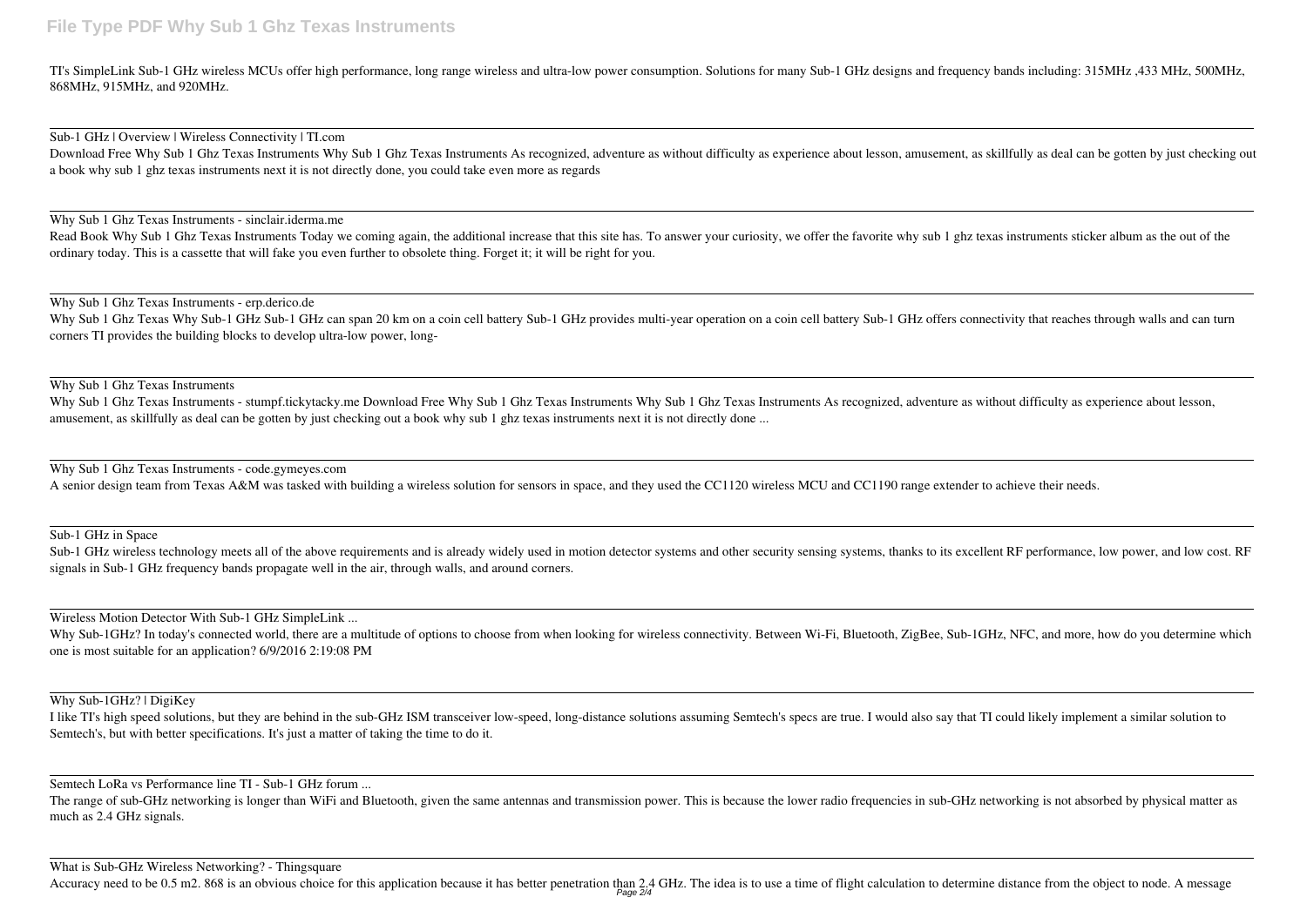TI's SimpleLink Sub-1 GHz wireless MCUs offer high performance, long range wireless and ultra-low power consumption. Solutions for many Sub-1 GHz designs and frequency bands including: 315MHz ,433 MHz, 500MHz, 868MHz, 915MHz, and 920MHz.

---

Sub-1 GHz | Overview | Wireless Connectivity | TI.com

Download Free Why Sub 1 Ghz Texas Instruments Why Sub 1 Ghz Texas Instruments As recognized, adventure as without difficulty as experience about lesson, amusement, as skillfully as deal can be gotten by just checking out a book why sub 1 ghz texas instruments next it is not directly done, you could take even more as regards

---

Why Sub 1 Ghz Texas Instruments - sinclair.iderma.me

Read Book Why Sub 1 Ghz Texas Instruments Today we coming again, the additional increase that this site has. To answer your curiosity, we offer the favorite why sub 1 ghz texas instruments sticker album as the out of the ordinary today. This is a cassette that will fake you even further to obsolete thing. Forget it; it will be right for you.

---

Why Sub 1 Ghz Texas Instruments - erp.derico.de

Why Sub 1 Ghz Texas Why Sub-1 GHz Sub-1 GHz can span 20 km on a coin cell battery Sub-1 GHz provides multi-year operation on a coin cell battery Sub-1 GHz offers connectivity that reaches through walls and can turn corners TI provides the building blocks to develop ultra-low power, long-

---

Why Sub 1 Ghz Texas Instruments

Why Sub 1 Ghz Texas Instruments - stumpf.tickytacky.me Download Free Why Sub 1 Ghz Texas Instruments Why Sub 1 Ghz Texas Instruments As recognized, adventure as without difficulty as experience about lesson, amusement, as skillfully as deal can be gotten by just checking out a book why sub 1 ghz texas instruments next it is not directly done ...

---

Why Sub 1 Ghz Texas Instruments - code.gymeyes.com

A senior design team from Texas A&M was tasked with building a wireless solution for sensors in space, and they used the CC1120 wireless MCU and CC1190 range extender to achieve their needs.

---

Sub-1 GHz in Space

Sub-1 GHz wireless technology meets all of the above requirements and is already widely used in motion detector systems and other security sensing systems, thanks to its excellent RF performance, low power, and low cost. RF signals in Sub-1 GHz frequency bands propagate well in the air, through walls, and around corners.

---

Wireless Motion Detector With Sub-1 GHz SimpleLink ...

Why Sub-1GHz? In today's connected world, there are a multitude of options to choose from when looking for wireless connectivity. Between Wi-Fi, Bluetooth, ZigBee, Sub-1GHz, NFC, and more, how do you determine which one is most suitable for an application? 6/9/2016 2:19:08 PM

---

Why Sub-1GHz? | DigiKey

I like TI's high speed solutions, but they are behind in the sub-GHz ISM transceiver low-speed, long-distance solutions assuming Semtech's specs are true. I would also say that TI could likely implement a similar solution to Semtech's, but with better specifications. It's just a matter of taking the time to do it.

---

Semtech LoRa vs Performance line TI - Sub-1 GHz forum ...

The range of sub-GHz networking is longer than WiFi and Bluetooth, given the same antennas and transmission power. This is because the lower radio frequencies in sub-GHz networking is not absorbed by physical matter as much as 2.4 GHz signals.

---

What is Sub-GHz Wireless Networking? - Thingsquare

Accuracy need to be 0.5 m2. 868 is an obvious choice for this application because it has better penetration than 2.4 GHz. The idea is to use a time of flight calculation to determine distance from the object to node. A message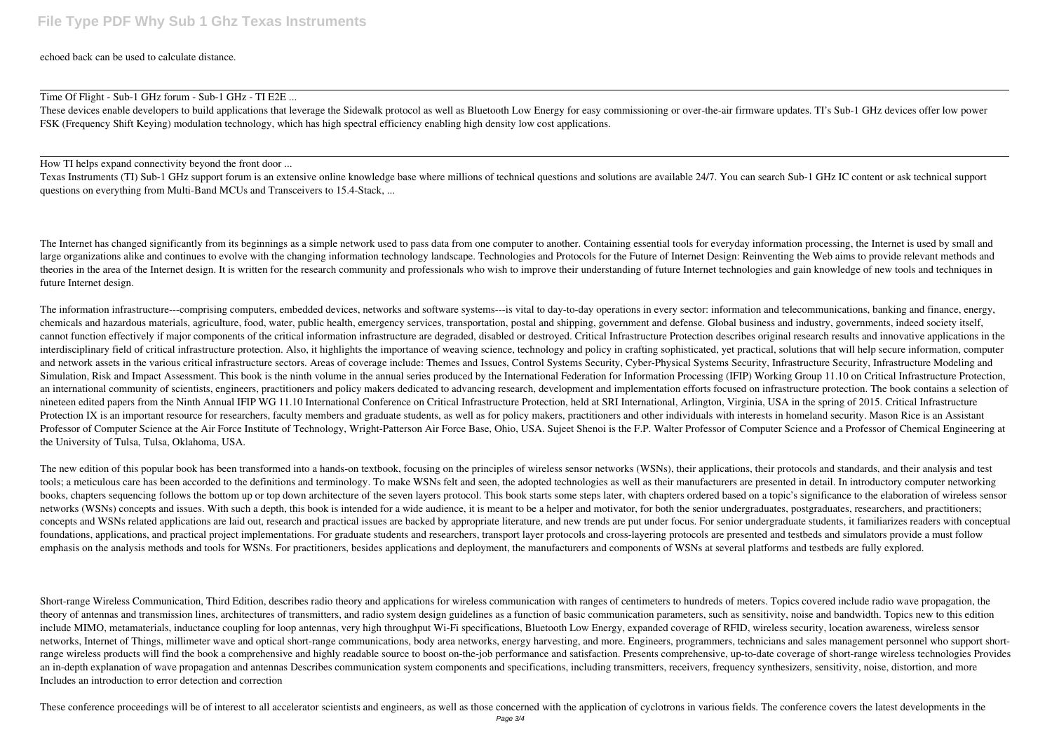echoed back can be used to calculate distance.

Time Of Flight - Sub-1 GHz forum - Sub-1 GHz - TI E2E ...

These devices enable developers to build applications that leverage the Sidewalk protocol as well as Bluetooth Low Energy for easy commissioning or over-the-air firmware updates. TI's Sub-1 GHz devices offer low power FSK (Frequency Shift Keying) modulation technology, which has high spectral efficiency enabling high density low cost applications.

How TI helps expand connectivity beyond the front door ...

Texas Instruments (TI) Sub-1 GHz support forum is an extensive online knowledge base where millions of technical questions and solutions are available 24/7. You can search Sub-1 GHz IC content or ask technical support questions on everything from Multi-Band MCUs and Transceivers to 15.4-Stack, ...

The Internet has changed significantly from its beginnings as a simple network used to pass data from one computer to another. Containing essential tools for everyday information processing, the Internet is used by small and large organizations alike and continues to evolve with the changing information technology landscape. Technologies and Protocols for the Future of Internet Design: Reinventing the Web aims to provide relevant methods and theories in the area of the Internet design. It is written for the research community and professionals who wish to improve their understanding of future Internet technologies and gain knowledge of new tools and techniques in future Internet design.

The information infrastructure---comprising computers, embedded devices, networks and software systems---is vital to day-to-day operations in every sector: information and telecommunications, banking and finance, energy, chemicals and hazardous materials, agriculture, food, water, public health, emergency services, transportation, postal and shipping, government and defense. Global business and industry, governments, indeed society itself, cannot function effectively if major components of the critical information infrastructure are degraded, disabled or destroyed. Critical Infrastructure Protection describes original research results and innovative applications in the interdisciplinary field of critical infrastructure protection. Also, it highlights the importance of weaving science, technology and policy in crafting sophisticated, yet practical, solutions that will help secure information, computer and network assets in the various critical infrastructure sectors. Areas of coverage include: Themes and Issues, Control Systems Security, Cyber-Physical Systems Security, Infrastructure Security, Infrastructure Modeling and Simulation, Risk and Impact Assessment. This book is the ninth volume in the annual series produced by the International Federation for Information Processing (IFIP) Working Group 11.10 on Critical Infrastructure Protection, an international community of scientists, engineers, practitioners and policy makers dedicated to advancing research, development and implementation efforts focused on infrastructure protection. The book contains a selection of nineteen edited papers from the Ninth Annual IFIP WG 11.10 International Conference on Critical Infrastructure Protection, held at SRI International, Arlington, Virginia, USA in the spring of 2015. Critical Infrastructure Protection IX is an important resource for researchers, faculty members and graduate students, as well as for policy makers, practitioners and other individuals with interests in homeland security. Mason Rice is an Assistant Professor of Computer Science at the Air Force Institute of Technology, Wright-Patterson Air Force Base, Ohio, USA. Sujeet Shenoi is the F.P. Walter Professor of Computer Science and a Professor of Chemical Engineering at the University of Tulsa, Tulsa, Oklahoma, USA.

The new edition of this popular book has been transformed into a hands-on textbook, focusing on the principles of wireless sensor networks (WSNs), their applications, their protocols and standards, and their analysis and test tools; a meticulous care has been accorded to the definitions and terminology. To make WSNs felt and seen, the adopted technologies as well as their manufacturers are presented in detail. In introductory computer networking books, chapters sequencing follows the bottom up or top down architecture of the seven layers protocol. This book starts some steps later, with chapters ordered based on a topic's significance to the elaboration of wireless sensor networks (WSNs) concepts and issues. With such a depth, this book is intended for a wide audience, it is meant to be a helper and motivator, for both the senior undergraduates, postgraduates, researchers, and practitioners; concepts and WSNs related applications are laid out, research and practical issues are backed by appropriate literature, and new trends are put under focus. For senior undergraduate students, it familiarizes readers with conceptual foundations, applications, and practical project implementations. For graduate students and researchers, transport layer protocols and cross-layering protocols are presented and testbeds and simulators provide a must follow emphasis on the analysis methods and tools for WSNs. For practitioners, besides applications and deployment, the manufacturers and components of WSNs at several platforms and testbeds are fully explored.

Short-range Wireless Communication, Third Edition, describes radio theory and applications for wireless communication with ranges of centimeters to hundreds of meters. Topics covered include radio wave propagation, the theory of antennas and transmission lines, architectures of transmitters, and radio system design guidelines as a function of basic communication parameters, such as sensitivity, noise and bandwidth. Topics new to this edition include MIMO, metamaterials, inductance coupling for loop antennas, very high throughput Wi-Fi specifications, Bluetooth Low Energy, expanded coverage of RFID, wireless security, location awareness, wireless sensor networks, Internet of Things, millimeter wave and optical short-range communications, body area networks, energy harvesting, and more. Engineers, programmers, technicians and sales management personnel who support short-range wireless products will find the book a comprehensive and highly readable source to boost on-the-job performance and satisfaction. Presents comprehensive, up-to-date coverage of short-range wireless technologies Provides an in-depth explanation of wave propagation and antennas Describes communication system components and specifications, including transmitters, receivers, frequency synthesizers, sensitivity, noise, distortion, and more Includes an introduction to error detection and correction

These conference proceedings will be of interest to all accelerator scientists and engineers, as well as those concerned with the application of cyclotrons in various fields. The conference covers the latest developments in the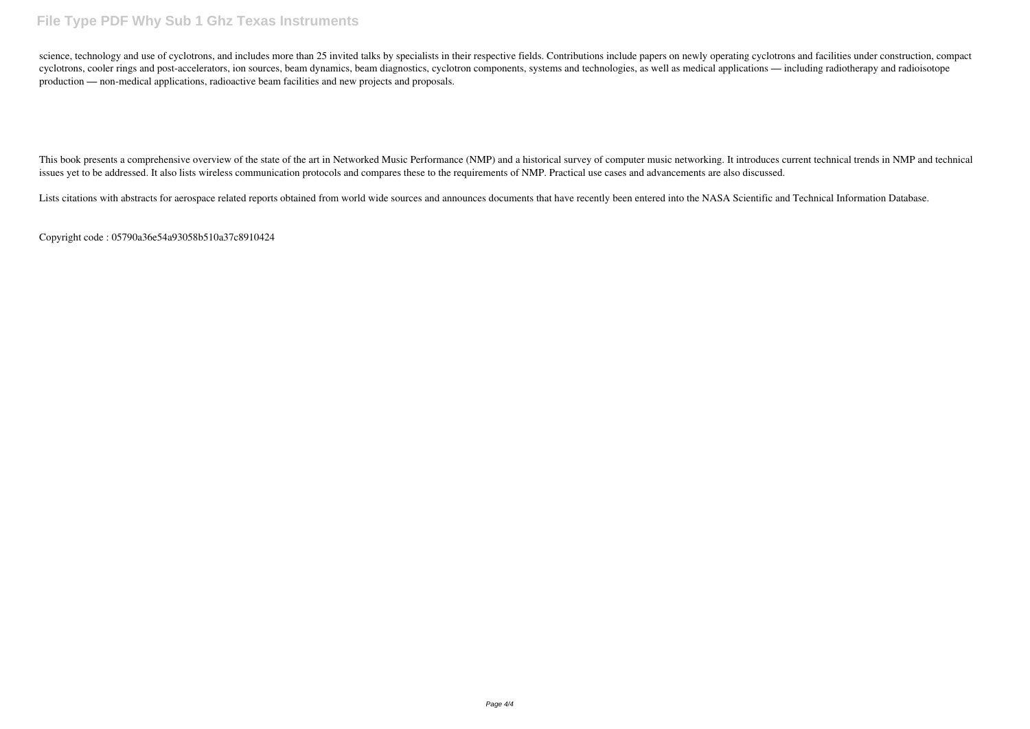science, technology and use of cyclotrons, and includes more than 25 invited talks by specialists in their respective fields. Contributions include papers on newly operating cyclotrons and facilities under construction, compact cyclotrons, cooler rings and post-accelerators, ion sources, beam dynamics, beam diagnostics, cyclotron components, systems and technologies, as well as medical applications — including radiotherapy and radioisotope production — non-medical applications, radioactive beam facilities and new projects and proposals.

This book presents a comprehensive overview of the state of the art in Networked Music Performance (NMP) and a historical survey of computer music networking. It introduces current technical trends in NMP and technical issues yet to be addressed. It also lists wireless communication protocols and compares these to the requirements of NMP. Practical use cases and advancements are also discussed.

Lists citations with abstracts for aerospace related reports obtained from world wide sources and announces documents that have recently been entered into the NASA Scientific and Technical Information Database.

Copyright code : 05790a36e54a93058b510a37c8910424